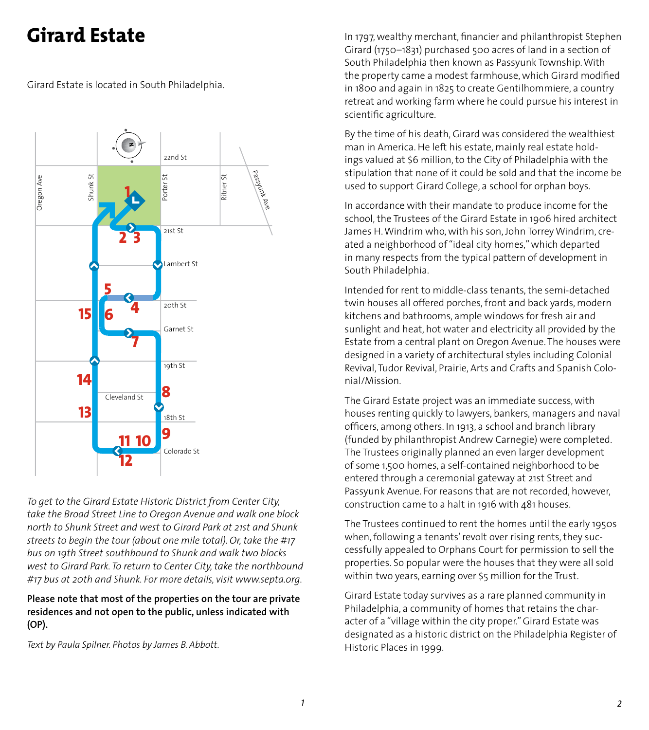# Girard Estate

Girard Estate is located in South Philadelphia.

*To get to the Girard Estate Historic District from Center City, take the Broad Street Line to Oregon Avenue and walk one block north to Shunk Street and west to Girard Park at 21st and Shunk streets to begin the tour (about one mile total). Or, take the #17 bus on 19th Street southbound to Shunk and walk two blocks west to Girard Park. To return to Center City, take the northbound #17 bus at 20th and Shunk. For more details, visit www.septa.org.*

**Please note that most of the properties on the tour are private residences and not open to the public, unless indicated with (OP).**

*Text by Paula Spilner. Photos by James B. Abbott.*

In 1797, wealthy merchant, financier and philanthropist Stephen Girard (1750–1831) purchased 500 acres of land in a section of South Philadelphia then known as Passyunk Township. With the property came a modest farmhouse, which Girard modified in 1800 and again in 1825 to create Gentilhommiere, a country retreat and working farm where he could pursue his interest in scientific agriculture.

By the time of his death, Girard was considered the wealthiest man in America. He left his estate, mainly real estate holdings valued at $6 million, to the City of Philadelphia with the stipulation that none of it could be sold and that the income be used to support Girard College, a school for orphan boys.

In accordance with their mandate to produce income for the school, the Trustees of the Girard Estate in 1906 hired architect James H. Windrim who, with his son, John Torrey Windrim, created a neighborhood of "ideal city homes," which departed in many respects from the typical pattern of development in South Philadelphia.

Intended for rent to middle-class tenants, the semi-detached twin houses all offered porches, front and back yards, modern kitchens and bathrooms, ample windows for fresh air and sunlight and heat, hot water and electricity all provided by the Estate from a central plant on Oregon Avenue. The houses were designed in a variety of architectural styles including Colonial Revival, Tudor Revival, Prairie, Arts and Crafts and Spanish Colonial/Mission.

The Girard Estate project was an immediate success, with houses renting quickly to lawyers, bankers, managers and naval officers, among others. In 1913, a school and branch library (funded by philanthropist Andrew Carnegie) were completed. The Trustees originally planned an even larger development of some 1,500 homes, a self-contained neighborhood to be entered through a ceremonial gateway at 21st Street and Passyunk Avenue. For reasons that are not recorded, however, construction came to a halt in 1916 with 481 houses.

The Trustees continued to rent the homes until the early 1950s when, following a tenants' revolt over rising rents, they successfully appealed to Orphans Court for permission to sell the properties. So popular were the houses that they were all sold within two years, earning over $5 million for the Trust.

Girard Estate today survives as a rare planned community in Philadelphia, a community of homes that retains the character of a "village within the city proper." Girard Estate was designated as a historic district on the Philadelphia Register of Historic Places in 1999.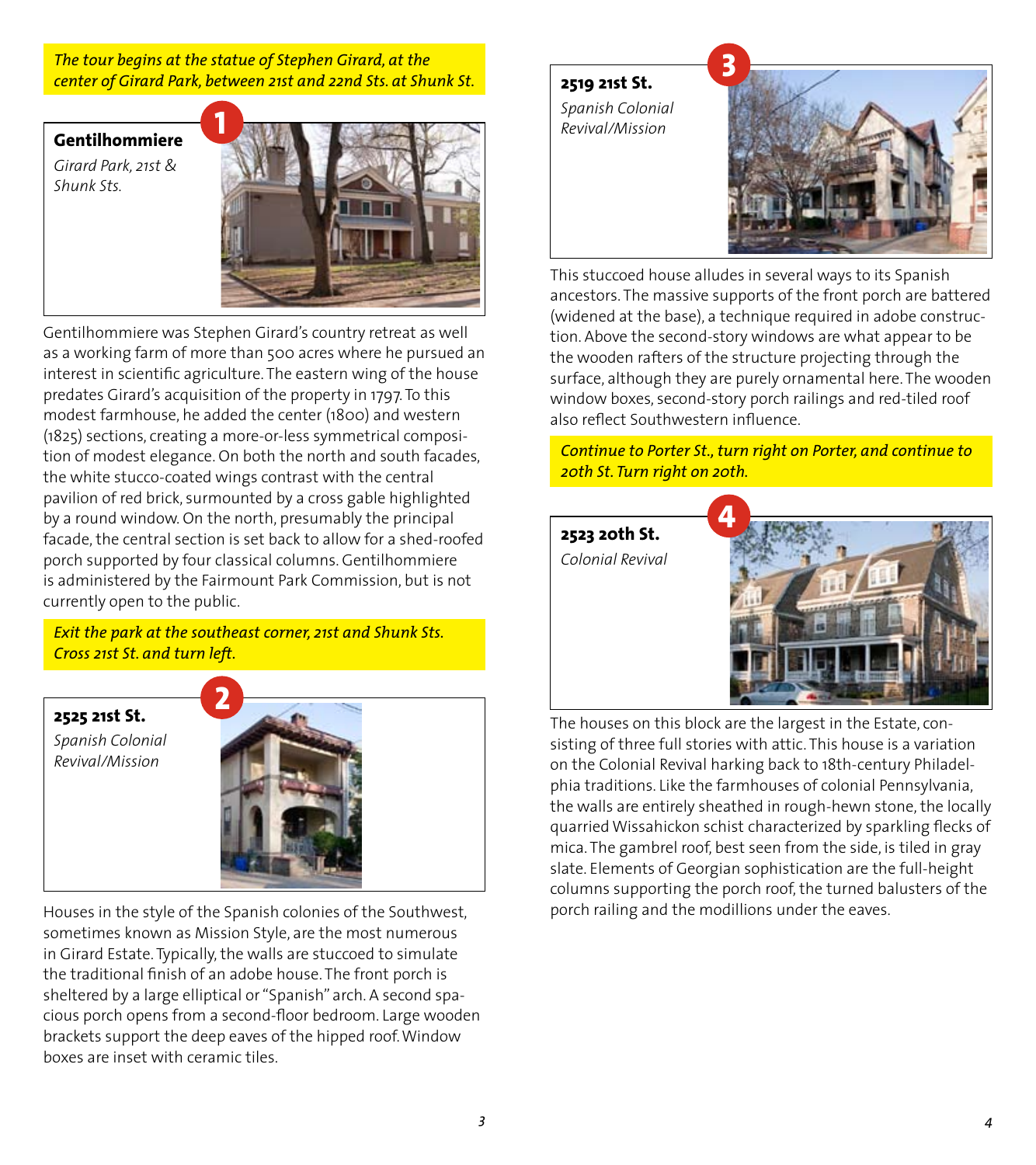*The tour begins at the statue of Stephen Girard, at the center of Girard Park, between 21st and 22nd Sts. at Shunk St.*

## 1 Gentilhommiere

*Girard Park, 21st & Shunk Sts.*

Gentilhommiere was Stephen Girard's country retreat as well as a working farm of more than 500 acres where he pursued an interest in scientific agriculture. The eastern wing of the house predates Girard's acquisition of the property in 1797. To this modest farmhouse, he added the center (1800) and western (1825) sections, creating a more-or-less symmetrical composition of modest elegance. On both the north and south facades, the white stucco-coated wings contrast with the central pavilion of red brick, surmounted by a cross gable highlighted by a round window. On the north, presumably the principal facade, the central section is set back to allow for a shed-roofed porch supported by four classical columns. Gentilhommiere is administered by the Fairmount Park Commission, but is not currently open to the public.

*Exit the park at the southeast corner, 21st and Shunk Sts. Cross 21st St. and turn left.*

## 2 2525 21st St.

*Spanish Colonial Revival/Mission*

Houses in the style of the Spanish colonies of the Southwest, sometimes known as Mission Style, are the most numerous in Girard Estate. Typically, the walls are stuccoed to simulate the traditional finish of an adobe house. The front porch is sheltered by a large elliptical or "Spanish" arch. A second spacious porch opens from a second-floor bedroom. Large wooden brackets support the deep eaves of the hipped roof. Window boxes are inset with ceramic tiles.

## 3 2519 21st St.

*Spanish Colonial Revival/Mission*

This stuccoed house alludes in several ways to its Spanish ancestors. The massive supports of the front porch are battered (widened at the base), a technique required in adobe construction. Above the second-story windows are what appear to be the wooden rafters of the structure projecting through the surface, although they are purely ornamental here. The wooden window boxes, second-story porch railings and red-tiled roof also reflect Southwestern influence.

*Continue to Porter St., turn right on Porter, and continue to 20th St. Turn right on 20th.*

## 4 2523 20th St.

*Colonial Revival*

The houses on this block are the largest in the Estate, consisting of three full stories with attic. This house is a variation on the Colonial Revival harking back to 18th-century Philadelphia traditions. Like the farmhouses of colonial Pennsylvania, the walls are entirely sheathed in rough-hewn stone, the locally quarried Wissahickon schist characterized by sparkling flecks of mica. The gambrel roof, best seen from the side, is tiled in gray slate. Elements of Georgian sophistication are the full-height columns supporting the porch roof, the turned balusters of the porch railing and the modillions under the eaves.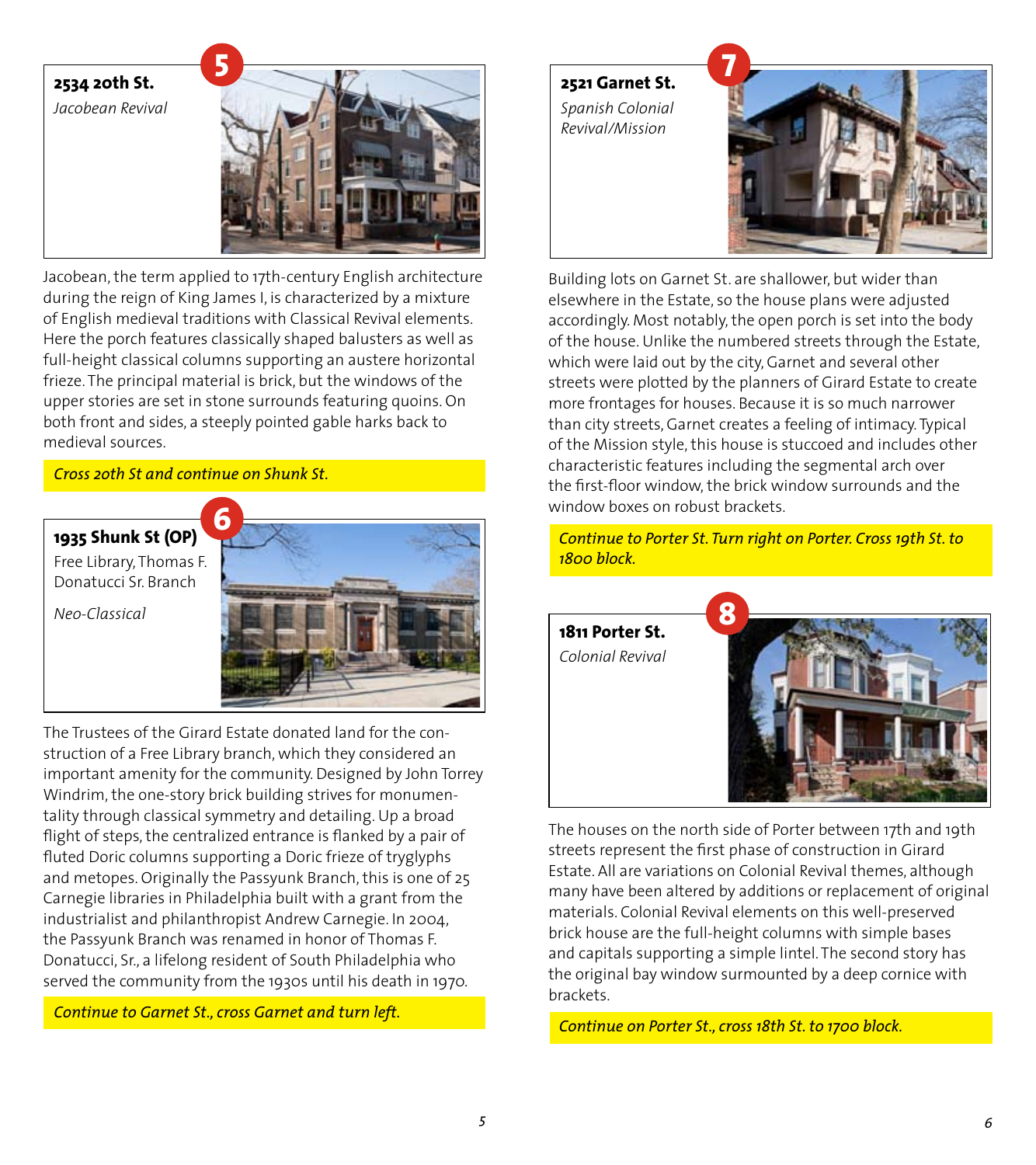## 5

**2534 20th St.**

*Jacobean Revival*

Jacobean, the term applied to 17th-century English architecture during the reign of King James I, is characterized by a mixture of English medieval traditions with Classical Revival elements. Here the porch features classically shaped balusters as well as full-height classical columns supporting an austere horizontal frieze. The principal material is brick, but the windows of the upper stories are set in stone surrounds featuring quoins. On both front and sides, a steeply pointed gable harks back to medieval sources.

*Cross 20th St and continue on Shunk St.*

## 6

**1935 Shunk St (OP)**

Free Library, Thomas F. Donatucci Sr. Branch

*Neo-Classical*

The Trustees of the Girard Estate donated land for the construction of a Free Library branch, which they considered an important amenity for the community. Designed by John Torrey Windrim, the one-story brick building strives for monumentality through classical symmetry and detailing. Up a broad flight of steps, the centralized entrance is flanked by a pair of fluted Doric columns supporting a Doric frieze of tryglyphs and metopes. Originally the Passyunk Branch, this is one of 25 Carnegie libraries in Philadelphia built with a grant from the industrialist and philanthropist Andrew Carnegie. In 2004, the Passyunk Branch was renamed in honor of Thomas F. Donatucci, Sr., a lifelong resident of South Philadelphia who served the community from the 1930s until his death in 1970.

*Continue to Garnet St., cross Garnet and turn left.*

## 7

**2521 Garnet St.**

*Spanish Colonial Revival/Mission*

Building lots on Garnet St. are shallower, but wider than elsewhere in the Estate, so the house plans were adjusted accordingly. Most notably, the open porch is set into the body of the house. Unlike the numbered streets through the Estate, which were laid out by the city, Garnet and several other streets were plotted by the planners of Girard Estate to create more frontages for houses. Because it is so much narrower than city streets, Garnet creates a feeling of intimacy. Typical of the Mission style, this house is stuccoed and includes other characteristic features including the segmental arch over the first-floor window, the brick window surrounds and the window boxes on robust brackets.

*Continue to Porter St. Turn right on Porter. Cross 19th St. to 1800 block.*

## 8

**1811 Porter St.**

*Colonial Revival*

The houses on the north side of Porter between 17th and 19th streets represent the first phase of construction in Girard Estate. All are variations on Colonial Revival themes, although many have been altered by additions or replacement of original materials. Colonial Revival elements on this well-preserved brick house are the full-height columns with simple bases and capitals supporting a simple lintel. The second story has the original bay window surmounted by a deep cornice with brackets.

*Continue on Porter St., cross 18th St. to 1700 block.*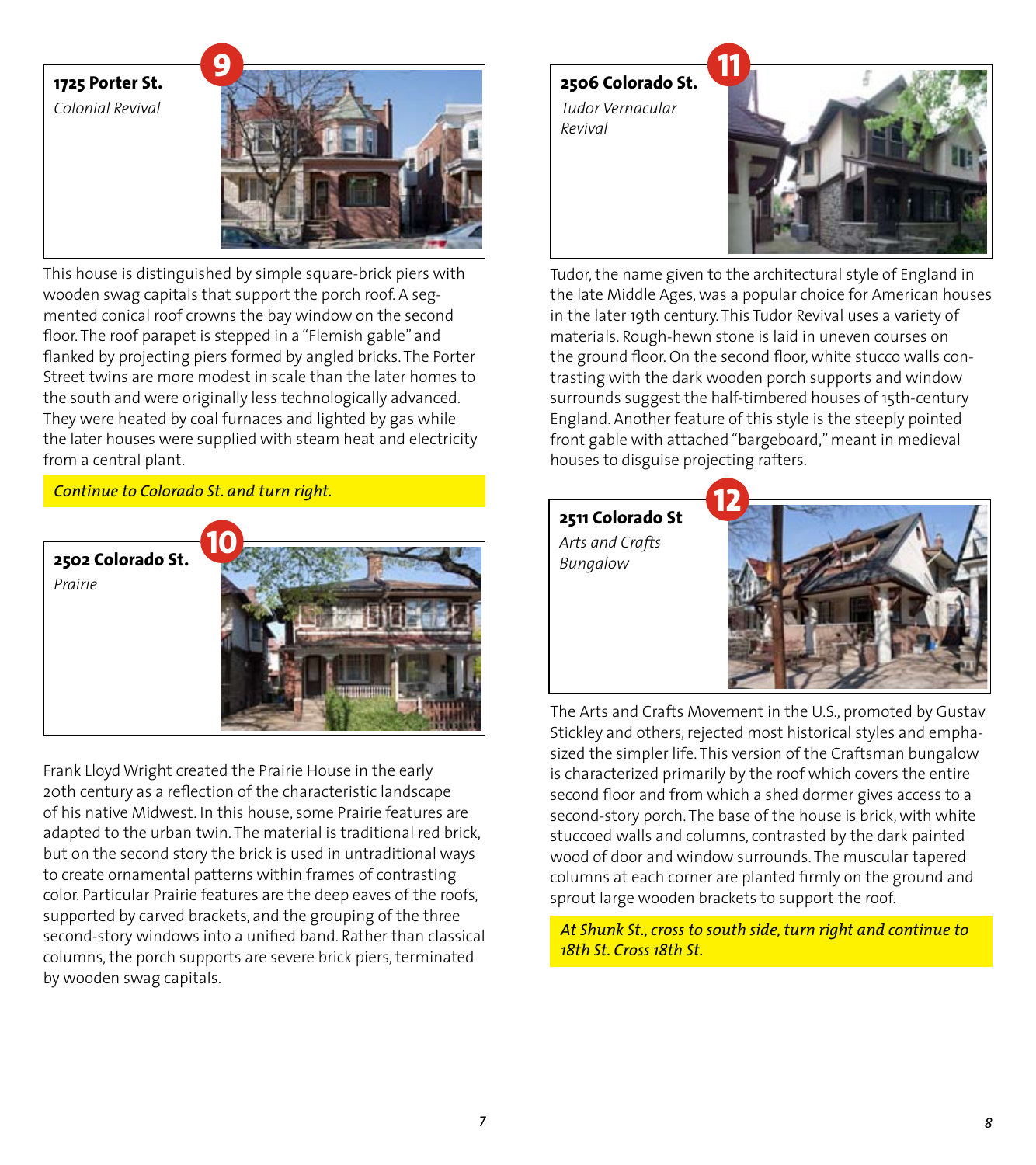## 9

**1725 Porter St.**

*Colonial Revival*

This house is distinguished by simple square-brick piers with wooden swag capitals that support the porch roof. A segmented conical roof crowns the bay window on the second floor. The roof parapet is stepped in a "Flemish gable" and flanked by projecting piers formed by angled bricks. The Porter Street twins are more modest in scale than the later homes to the south and were originally less technologically advanced. They were heated by coal furnaces and lighted by gas while the later houses were supplied with steam heat and electricity from a central plant.

*Continue to Colorado St. and turn right.*

## 10

**2502 Colorado St.**

*Prairie*

Frank Lloyd Wright created the Prairie House in the early 20th century as a reflection of the characteristic landscape of his native Midwest. In this house, some Prairie features are adapted to the urban twin. The material is traditional red brick, but on the second story the brick is used in untraditional ways to create ornamental patterns within frames of contrasting color. Particular Prairie features are the deep eaves of the roofs, supported by carved brackets, and the grouping of the three second-story windows into a unified band. Rather than classical columns, the porch supports are severe brick piers, terminated by wooden swag capitals.

## 11

**2506 Colorado St.**

*Tudor Vernacular Revival*

Tudor, the name given to the architectural style of England in the late Middle Ages, was a popular choice for American houses in the later 19th century. This Tudor Revival uses a variety of materials. Rough-hewn stone is laid in uneven courses on the ground floor. On the second floor, white stucco walls contrasting with the dark wooden porch supports and window surrounds suggest the half-timbered houses of 15th-century England. Another feature of this style is the steeply pointed front gable with attached "bargeboard," meant in medieval houses to disguise projecting rafters.

## 12

**2511 Colorado St**

*Arts and Crafts Bungalow*

The Arts and Crafts Movement in the U.S., promoted by Gustav Stickley and others, rejected most historical styles and emphasized the simpler life. This version of the Craftsman bungalow is characterized primarily by the roof which covers the entire second floor and from which a shed dormer gives access to a second-story porch. The base of the house is brick, with white stuccoed walls and columns, contrasted by the dark painted wood of door and window surrounds. The muscular tapered columns at each corner are planted firmly on the ground and sprout large wooden brackets to support the roof.

*At Shunk St., cross to south side, turn right and continue to 18th St. Cross 18th St.*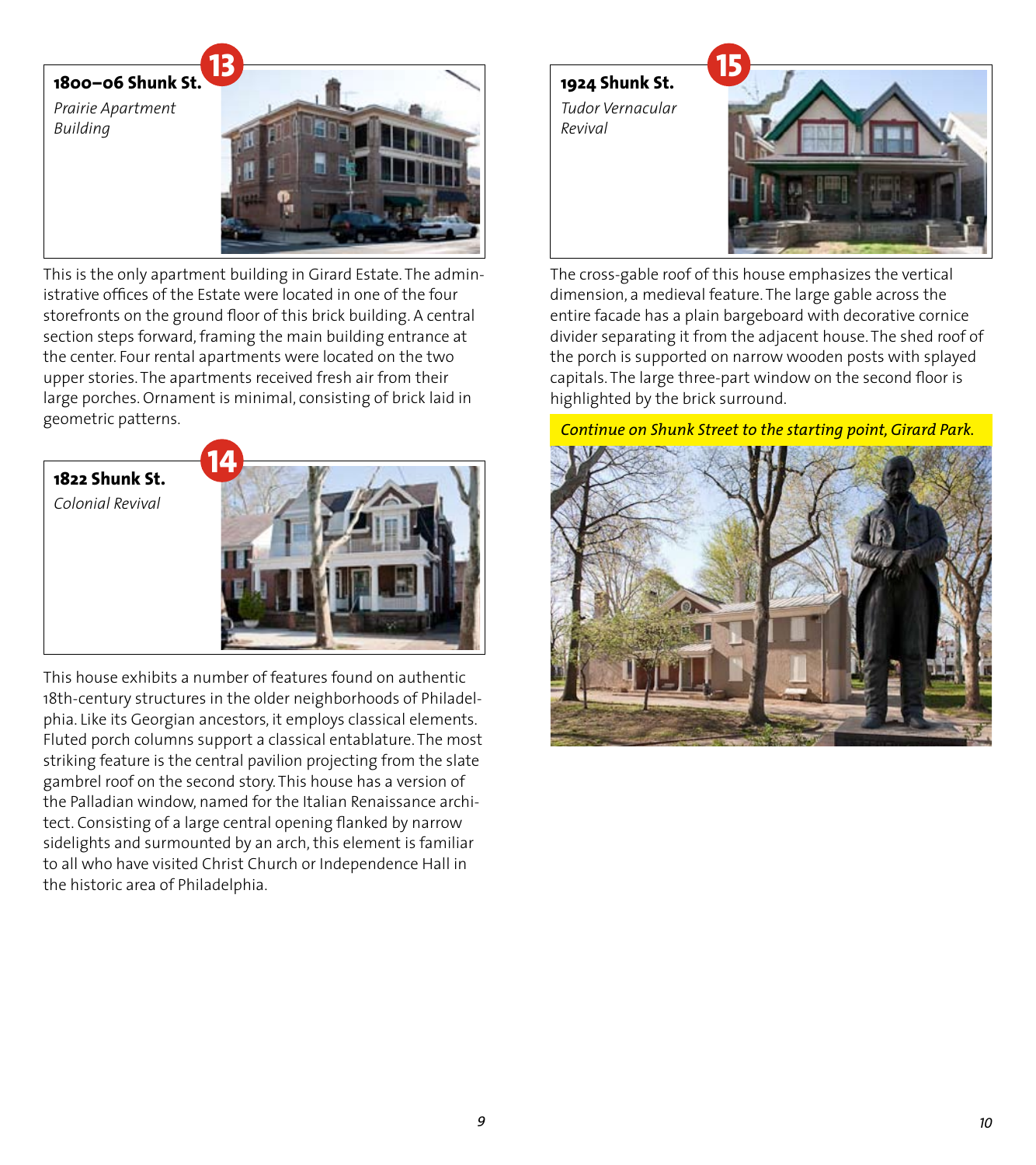## 13

**1800–06 Shunk St.**

*Prairie Apartment Building*

This is the only apartment building in Girard Estate. The administrative offices of the Estate were located in one of the four storefronts on the ground floor of this brick building. A central section steps forward, framing the main building entrance at the center. Four rental apartments were located on the two upper stories. The apartments received fresh air from their large porches. Ornament is minimal, consisting of brick laid in geometric patterns.

## 14

**1822 Shunk St.**

*Colonial Revival*

This house exhibits a number of features found on authentic 18th-century structures in the older neighborhoods of Philadelphia. Like its Georgian ancestors, it employs classical elements. Fluted porch columns support a classical entablature. The most striking feature is the central pavilion projecting from the slate gambrel roof on the second story. This house has a version of the Palladian window, named for the Italian Renaissance architect. Consisting of a large central opening flanked by narrow sidelights and surmounted by an arch, this element is familiar to all who have visited Christ Church or Independence Hall in the historic area of Philadelphia.

## 15

**1924 Shunk St.**

*Tudor Vernacular Revival*

The cross-gable roof of this house emphasizes the vertical dimension, a medieval feature. The large gable across the entire facade has a plain bargeboard with decorative cornice divider separating it from the adjacent house. The shed roof of the porch is supported on narrow wooden posts with splayed capitals. The large three-part window on the second floor is highlighted by the brick surround.

*Continue on Shunk Street to the starting point, Girard Park.*